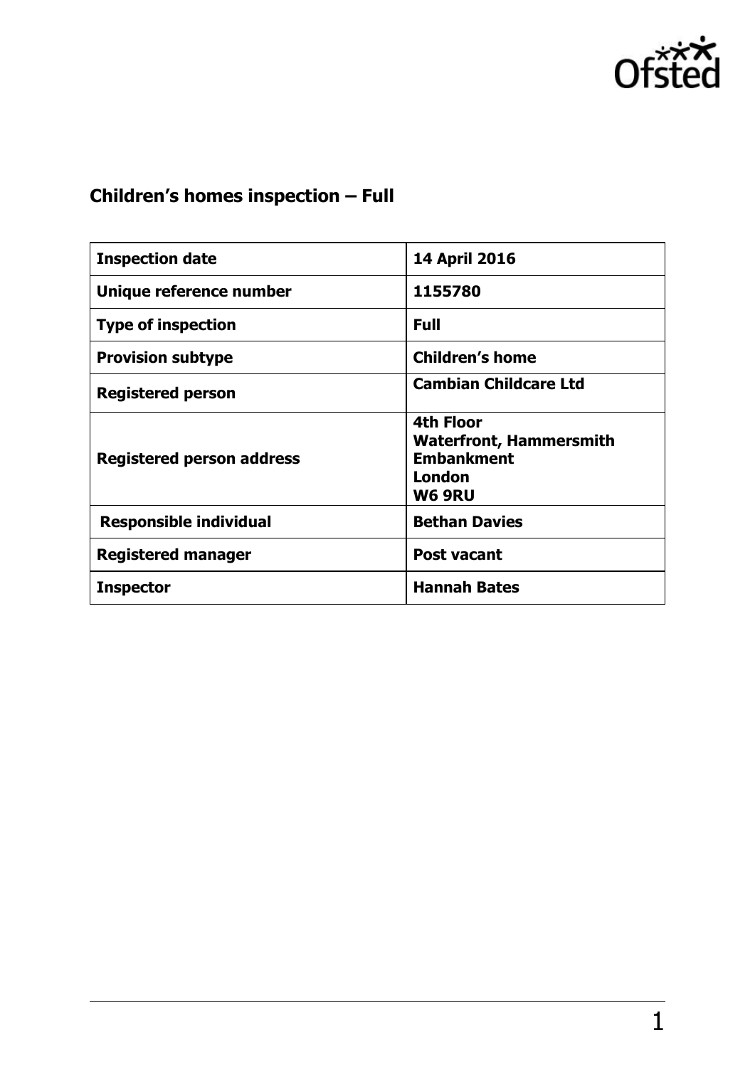# Children's homes inspection – Full

| | |
|---|---|
| **Inspection date** | **14 April 2016** |
| **Unique reference number** | **1155780** |
| **Type of inspection** | **Full** |
| **Provision subtype** | **Children's home** |
| **Registered person** | **Cambian Childcare Ltd** |
| **Registered person address** | **4th Floor<br>Waterfront, Hammersmith Embankment<br>London<br>W6 9RU** |
| **Responsible individual** | **Bethan Davies** |
| **Registered manager** | **Post vacant** |
| **Inspector** | **Hannah Bates** |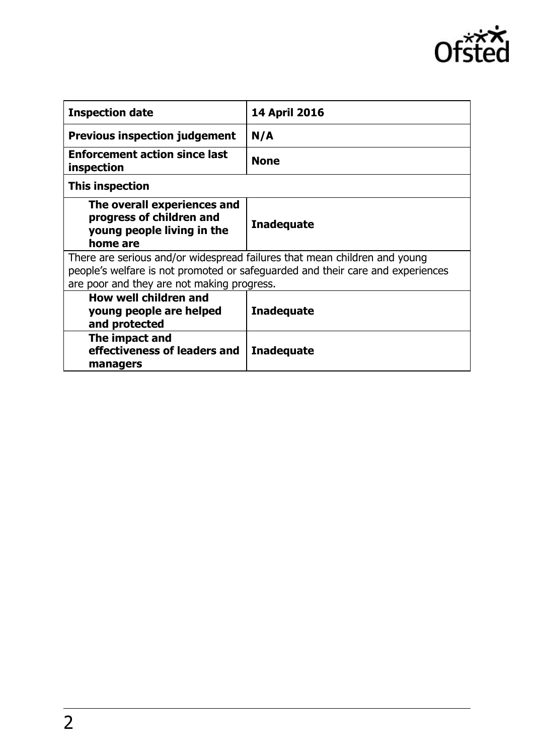| Inspection date | 14 April 2016 |
| --- | --- |
| **Previous inspection judgement** | **N/A** |
| **Enforcement action since last inspection** | **None** |
| **This inspection** | |
| **The overall experiences and progress of children and young people living in the home are** | **Inadequate** |
| There are serious and/or widespread failures that mean children and young people's welfare is not promoted or safeguarded and their care and experiences are poor and they are not making progress. | |
| **How well children and young people are helped and protected** | **Inadequate** |
| **The impact and effectiveness of leaders and managers** | **Inadequate** |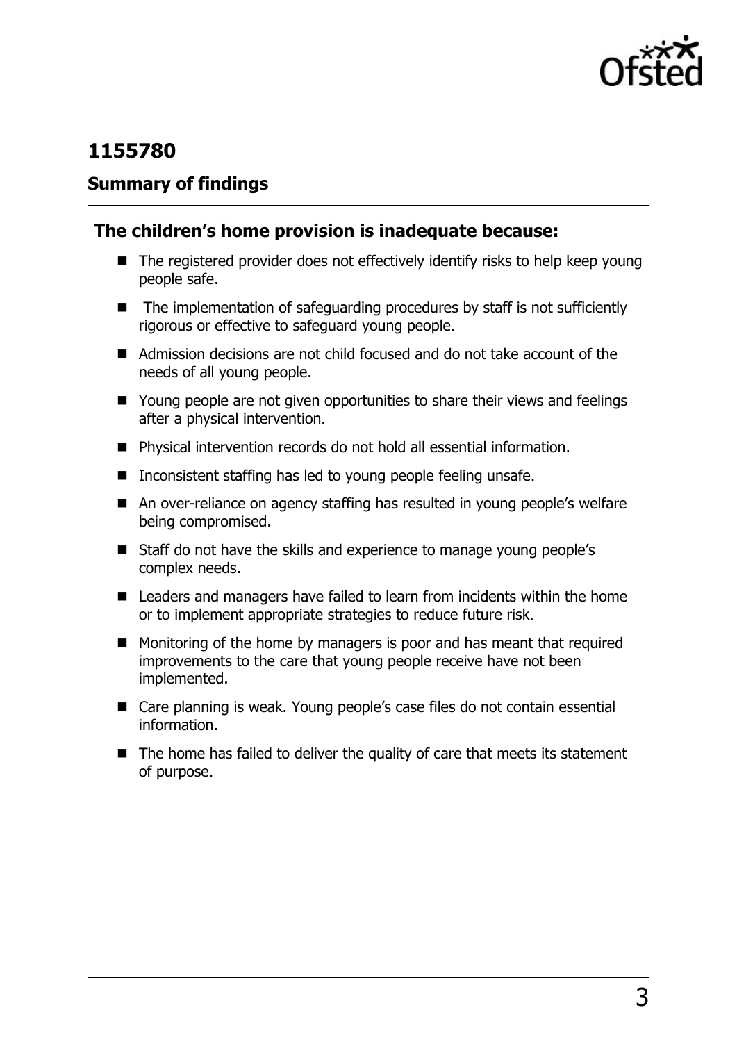## 1155780

### Summary of findings

**The children's home provision is inadequate because:**

- The registered provider does not effectively identify risks to help keep young people safe.
- The implementation of safeguarding procedures by staff is not sufficiently rigorous or effective to safeguard young people.
- Admission decisions are not child focused and do not take account of the needs of all young people.
- Young people are not given opportunities to share their views and feelings after a physical intervention.
- Physical intervention records do not hold all essential information.
- Inconsistent staffing has led to young people feeling unsafe.
- An over-reliance on agency staffing has resulted in young people's welfare being compromised.
- Staff do not have the skills and experience to manage young people's complex needs.
- Leaders and managers have failed to learn from incidents within the home or to implement appropriate strategies to reduce future risk.
- Monitoring of the home by managers is poor and has meant that required improvements to the care that young people receive have not been implemented.
- Care planning is weak. Young people's case files do not contain essential information.
- The home has failed to deliver the quality of care that meets its statement of purpose.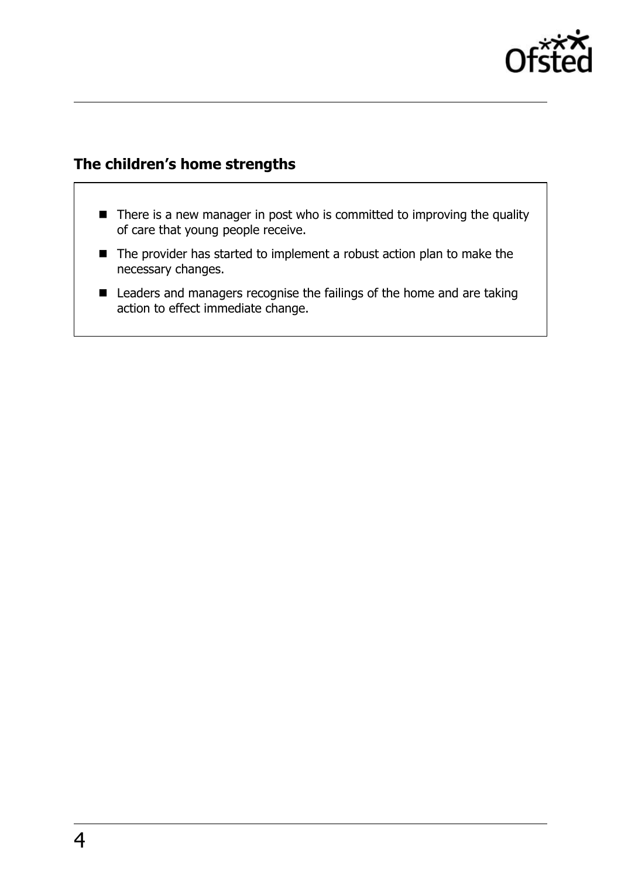## The children's home strengths

- There is a new manager in post who is committed to improving the quality of care that young people receive.
- The provider has started to implement a robust action plan to make the necessary changes.
- Leaders and managers recognise the failings of the home and are taking action to effect immediate change.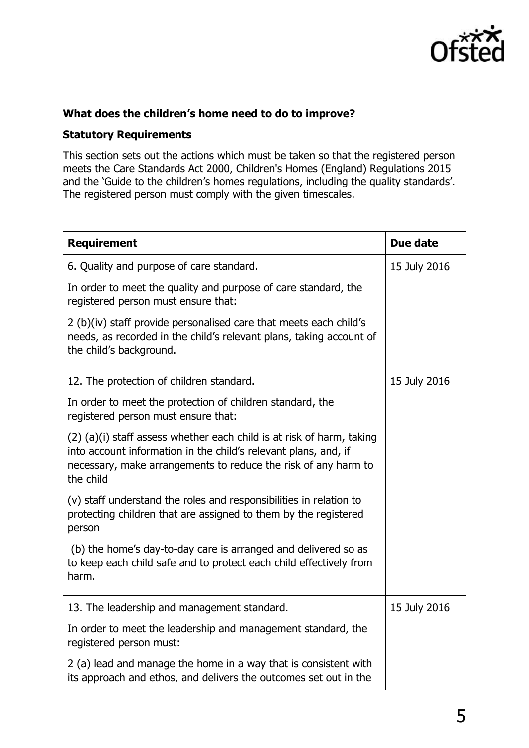**What does the children's home need to do to improve?**

**Statutory Requirements**

This section sets out the actions which must be taken so that the registered person meets the Care Standards Act 2000, Children's Homes (England) Regulations 2015 and the 'Guide to the children's homes regulations, including the quality standards'. The registered person must comply with the given timescales.

| Requirement | Due date |
|---|---|
| 6. Quality and purpose of care standard.<br><br>In order to meet the quality and purpose of care standard, the registered person must ensure that:<br><br>2 (b)(iv) staff provide personalised care that meets each child's needs, as recorded in the child's relevant plans, taking account of the child's background. | 15 July 2016 |
| 12. The protection of children standard.<br><br>In order to meet the protection of children standard, the registered person must ensure that:<br><br>(2) (a)(i) staff assess whether each child is at risk of harm, taking into account information in the child's relevant plans, and, if necessary, make arrangements to reduce the risk of any harm to the child<br><br>(v) staff understand the roles and responsibilities in relation to protecting children that are assigned to them by the registered person<br><br>(b) the home's day-to-day care is arranged and delivered so as to keep each child safe and to protect each child effectively from harm. | 15 July 2016 |
| 13. The leadership and management standard.<br><br>In order to meet the leadership and management standard, the registered person must:<br><br>2 (a) lead and manage the home in a way that is consistent with its approach and ethos, and delivers the outcomes set out in the | 15 July 2016 |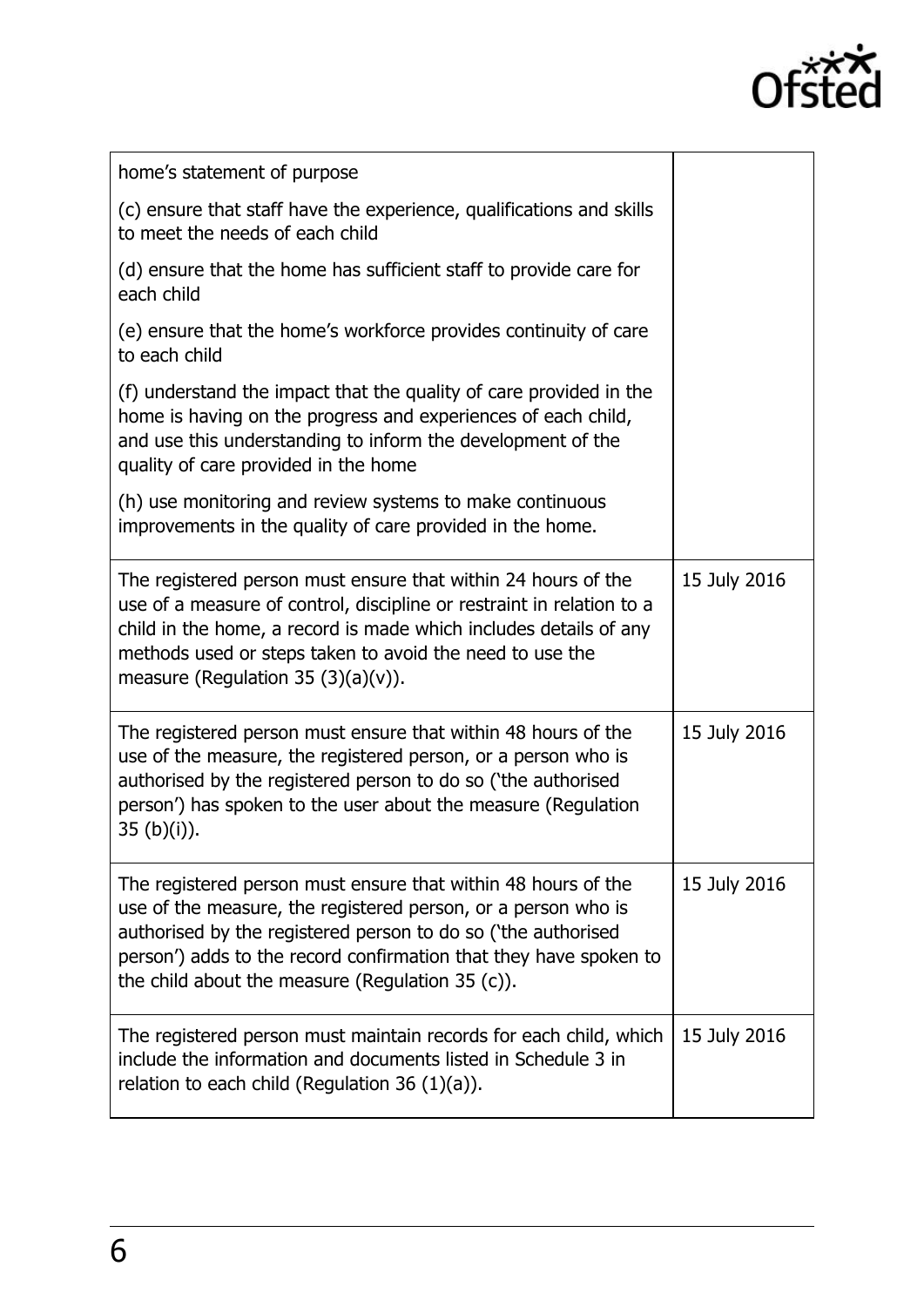| | |
|---|---|
| home's statement of purpose<br><br>(c) ensure that staff have the experience, qualifications and skills to meet the needs of each child<br><br>(d) ensure that the home has sufficient staff to provide care for each child<br><br>(e) ensure that the home's workforce provides continuity of care to each child<br><br>(f) understand the impact that the quality of care provided in the home is having on the progress and experiences of each child, and use this understanding to inform the development of the quality of care provided in the home<br><br>(h) use monitoring and review systems to make continuous improvements in the quality of care provided in the home. | |
| The registered person must ensure that within 24 hours of the use of a measure of control, discipline or restraint in relation to a child in the home, a record is made which includes details of any methods used or steps taken to avoid the need to use the measure (Regulation 35 (3)(a)(v)). | 15 July 2016 |
| The registered person must ensure that within 48 hours of the use of the measure, the registered person, or a person who is authorised by the registered person to do so ('the authorised person') has spoken to the user about the measure (Regulation 35 (b)(i)). | 15 July 2016 |
| The registered person must ensure that within 48 hours of the use of the measure, the registered person, or a person who is authorised by the registered person to do so ('the authorised person') adds to the record confirmation that they have spoken to the child about the measure (Regulation 35 (c)). | 15 July 2016 |
| The registered person must maintain records for each child, which include the information and documents listed in Schedule 3 in relation to each child (Regulation 36 (1)(a)). | 15 July 2016 |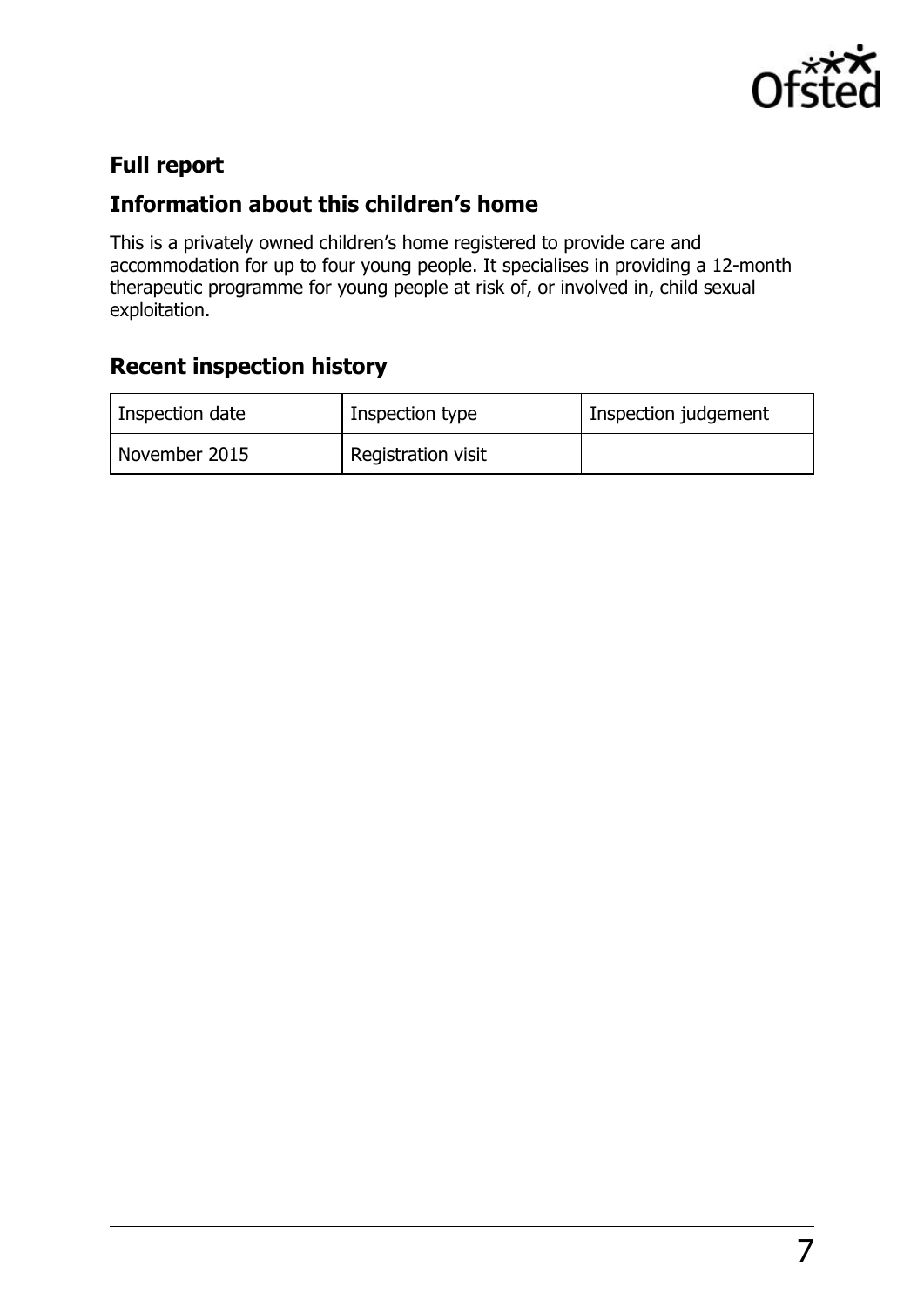## Full report

## Information about this children's home

This is a privately owned children's home registered to provide care and accommodation for up to four young people. It specialises in providing a 12-month therapeutic programme for young people at risk of, or involved in, child sexual exploitation.

## Recent inspection history

| Inspection date | Inspection type | Inspection judgement |
| --- | --- | --- |
| November 2015 | Registration visit | |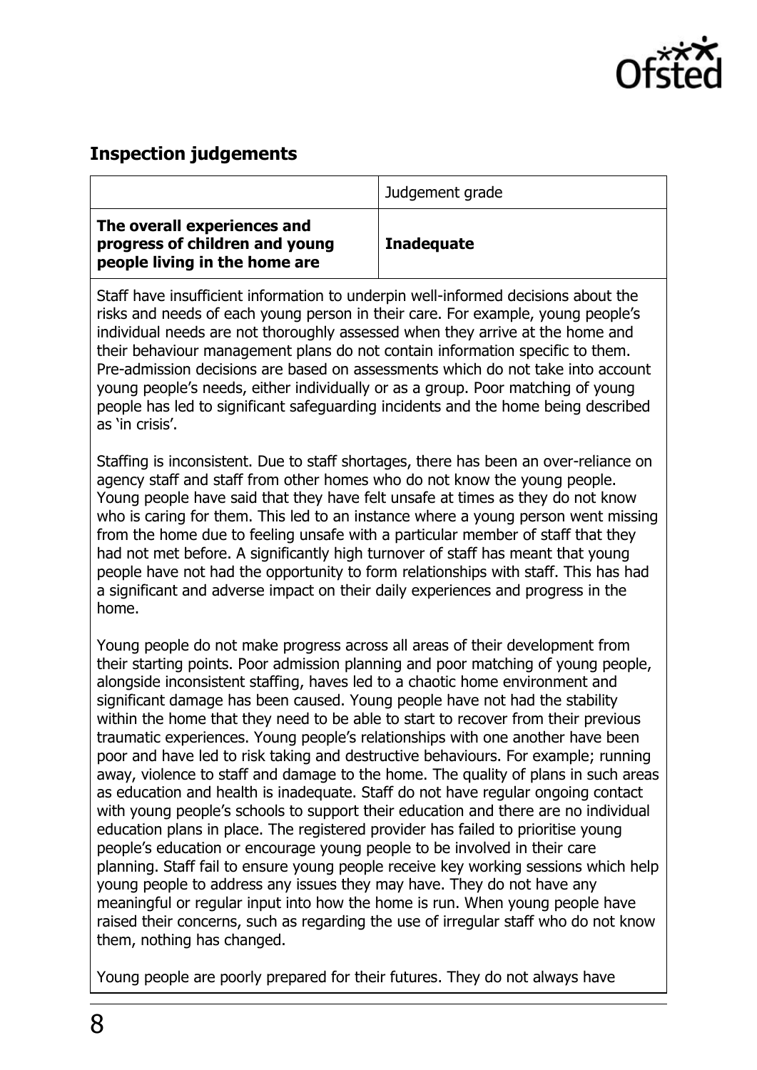## Inspection judgements

| | Judgement grade |
|---|---|
| **The overall experiences and progress of children and young people living in the home are** | **Inadequate** |

Staff have insufficient information to underpin well-informed decisions about the risks and needs of each young person in their care. For example, young people's individual needs are not thoroughly assessed when they arrive at the home and their behaviour management plans do not contain information specific to them. Pre-admission decisions are based on assessments which do not take into account young people's needs, either individually or as a group. Poor matching of young people has led to significant safeguarding incidents and the home being described as 'in crisis'.

Staffing is inconsistent. Due to staff shortages, there has been an over-reliance on agency staff and staff from other homes who do not know the young people. Young people have said that they have felt unsafe at times as they do not know who is caring for them. This led to an instance where a young person went missing from the home due to feeling unsafe with a particular member of staff that they had not met before. A significantly high turnover of staff has meant that young people have not had the opportunity to form relationships with staff. This has had a significant and adverse impact on their daily experiences and progress in the home.

Young people do not make progress across all areas of their development from their starting points. Poor admission planning and poor matching of young people, alongside inconsistent staffing, haves led to a chaotic home environment and significant damage has been caused. Young people have not had the stability within the home that they need to be able to start to recover from their previous traumatic experiences. Young people's relationships with one another have been poor and have led to risk taking and destructive behaviours. For example; running away, violence to staff and damage to the home. The quality of plans in such areas as education and health is inadequate. Staff do not have regular ongoing contact with young people's schools to support their education and there are no individual education plans in place. The registered provider has failed to prioritise young people's education or encourage young people to be involved in their care planning. Staff fail to ensure young people receive key working sessions which help young people to address any issues they may have. They do not have any meaningful or regular input into how the home is run. When young people have raised their concerns, such as regarding the use of irregular staff who do not know them, nothing has changed.

Young people are poorly prepared for their futures. They do not always have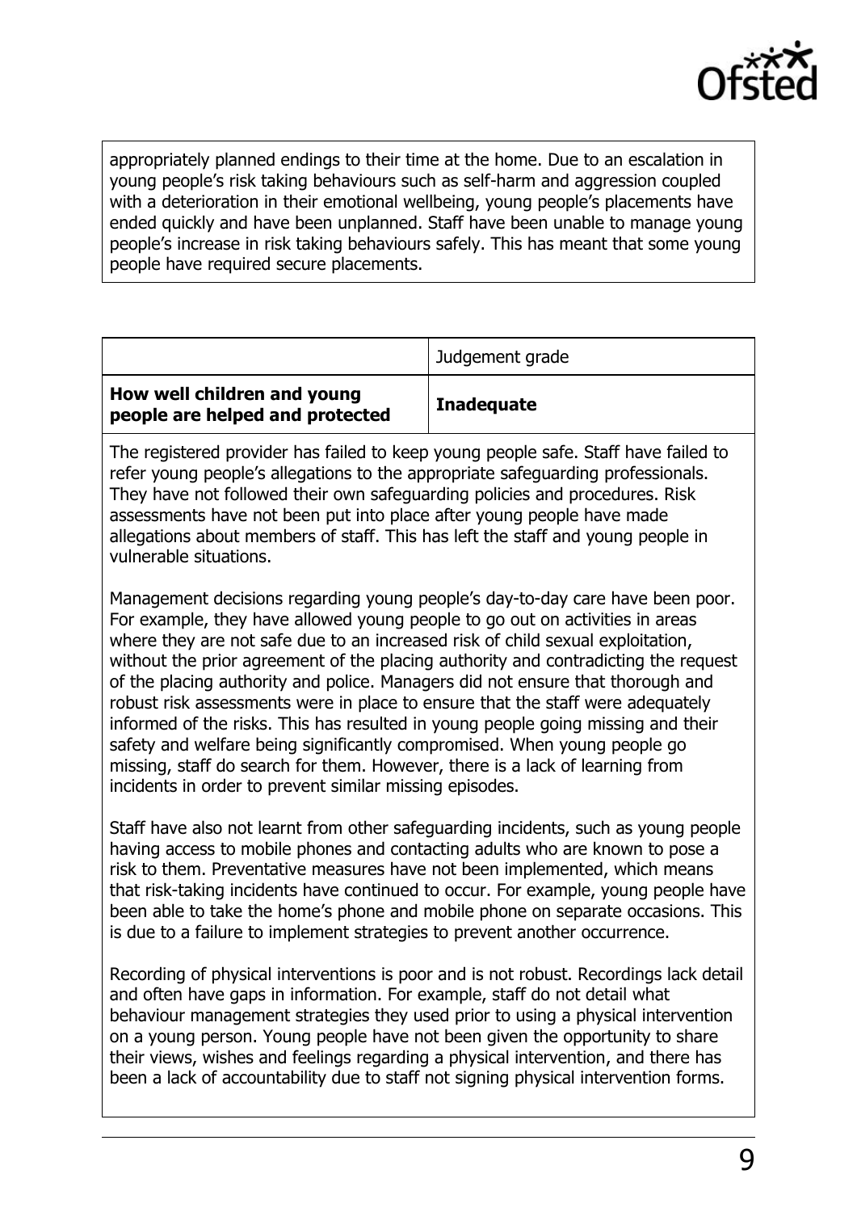appropriately planned endings to their time at the home. Due to an escalation in young people's risk taking behaviours such as self-harm and aggression coupled with a deterioration in their emotional wellbeing, young people's placements have ended quickly and have been unplanned. Staff have been unable to manage young people's increase in risk taking behaviours safely. This has meant that some young people have required secure placements.

| | Judgement grade |
| --- | --- |
| **How well children and young people are helped and protected** | **Inadequate** |

The registered provider has failed to keep young people safe. Staff have failed to refer young people's allegations to the appropriate safeguarding professionals. They have not followed their own safeguarding policies and procedures. Risk assessments have not been put into place after young people have made allegations about members of staff. This has left the staff and young people in vulnerable situations.

Management decisions regarding young people's day-to-day care have been poor. For example, they have allowed young people to go out on activities in areas where they are not safe due to an increased risk of child sexual exploitation, without the prior agreement of the placing authority and contradicting the request of the placing authority and police. Managers did not ensure that thorough and robust risk assessments were in place to ensure that the staff were adequately informed of the risks. This has resulted in young people going missing and their safety and welfare being significantly compromised. When young people go missing, staff do search for them. However, there is a lack of learning from incidents in order to prevent similar missing episodes.

Staff have also not learnt from other safeguarding incidents, such as young people having access to mobile phones and contacting adults who are known to pose a risk to them. Preventative measures have not been implemented, which means that risk-taking incidents have continued to occur. For example, young people have been able to take the home's phone and mobile phone on separate occasions. This is due to a failure to implement strategies to prevent another occurrence.

Recording of physical interventions is poor and is not robust. Recordings lack detail and often have gaps in information. For example, staff do not detail what behaviour management strategies they used prior to using a physical intervention on a young person. Young people have not been given the opportunity to share their views, wishes and feelings regarding a physical intervention, and there has been a lack of accountability due to staff not signing physical intervention forms.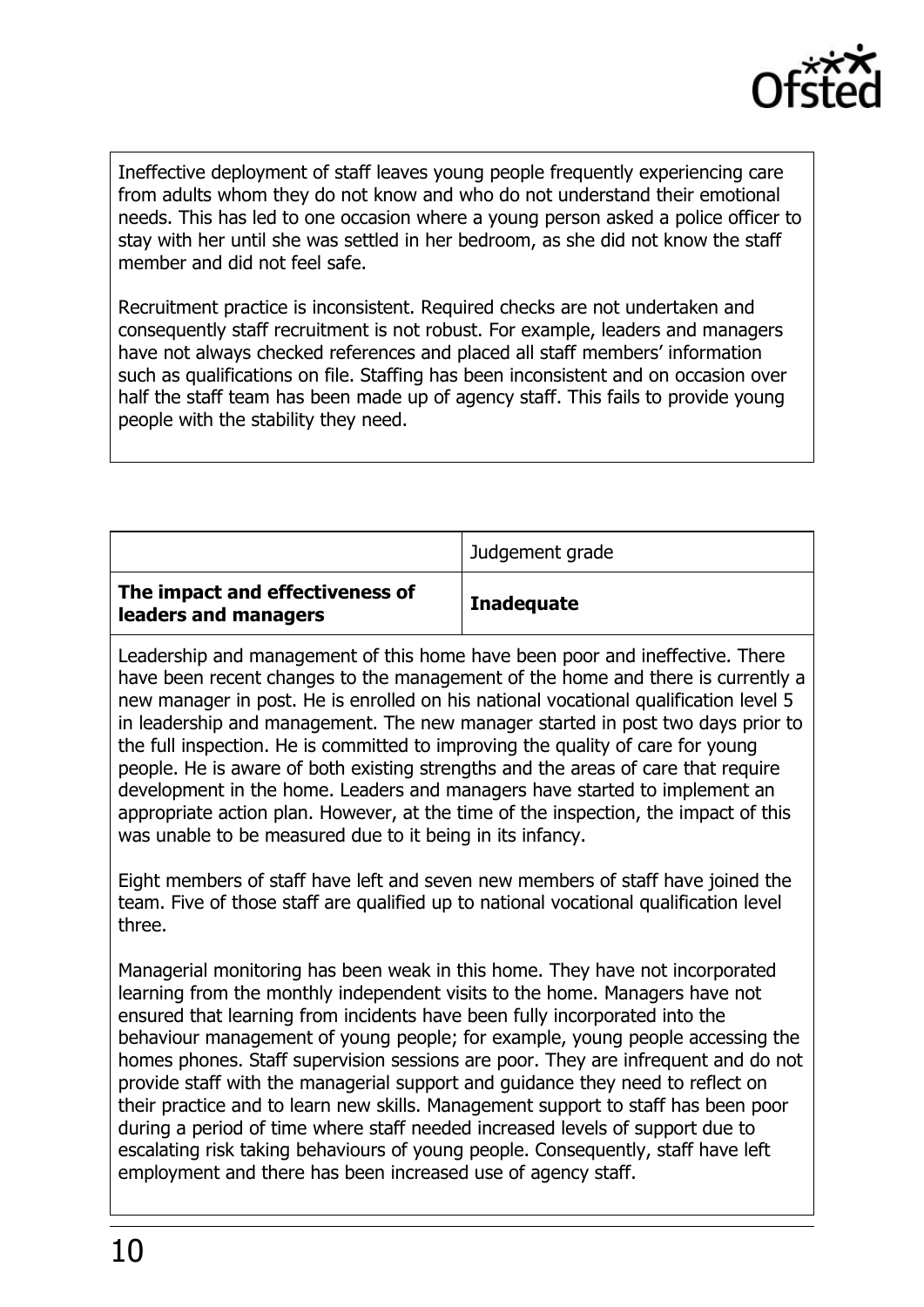Ineffective deployment of staff leaves young people frequently experiencing care from adults whom they do not know and who do not understand their emotional needs. This has led to one occasion where a young person asked a police officer to stay with her until she was settled in her bedroom, as she did not know the staff member and did not feel safe.

Recruitment practice is inconsistent. Required checks are not undertaken and consequently staff recruitment is not robust. For example, leaders and managers have not always checked references and placed all staff members' information such as qualifications on file. Staffing has been inconsistent and on occasion over half the staff team has been made up of agency staff. This fails to provide young people with the stability they need.

| | Judgement grade |
|---|---|
| **The impact and effectiveness of leaders and managers** | **Inadequate** |

Leadership and management of this home have been poor and ineffective. There have been recent changes to the management of the home and there is currently a new manager in post. He is enrolled on his national vocational qualification level 5 in leadership and management. The new manager started in post two days prior to the full inspection. He is committed to improving the quality of care for young people. He is aware of both existing strengths and the areas of care that require development in the home. Leaders and managers have started to implement an appropriate action plan. However, at the time of the inspection, the impact of this was unable to be measured due to it being in its infancy.

Eight members of staff have left and seven new members of staff have joined the team. Five of those staff are qualified up to national vocational qualification level three.

Managerial monitoring has been weak in this home. They have not incorporated learning from the monthly independent visits to the home. Managers have not ensured that learning from incidents have been fully incorporated into the behaviour management of young people; for example, young people accessing the homes phones. Staff supervision sessions are poor. They are infrequent and do not provide staff with the managerial support and guidance they need to reflect on their practice and to learn new skills. Management support to staff has been poor during a period of time where staff needed increased levels of support due to escalating risk taking behaviours of young people. Consequently, staff have left employment and there has been increased use of agency staff.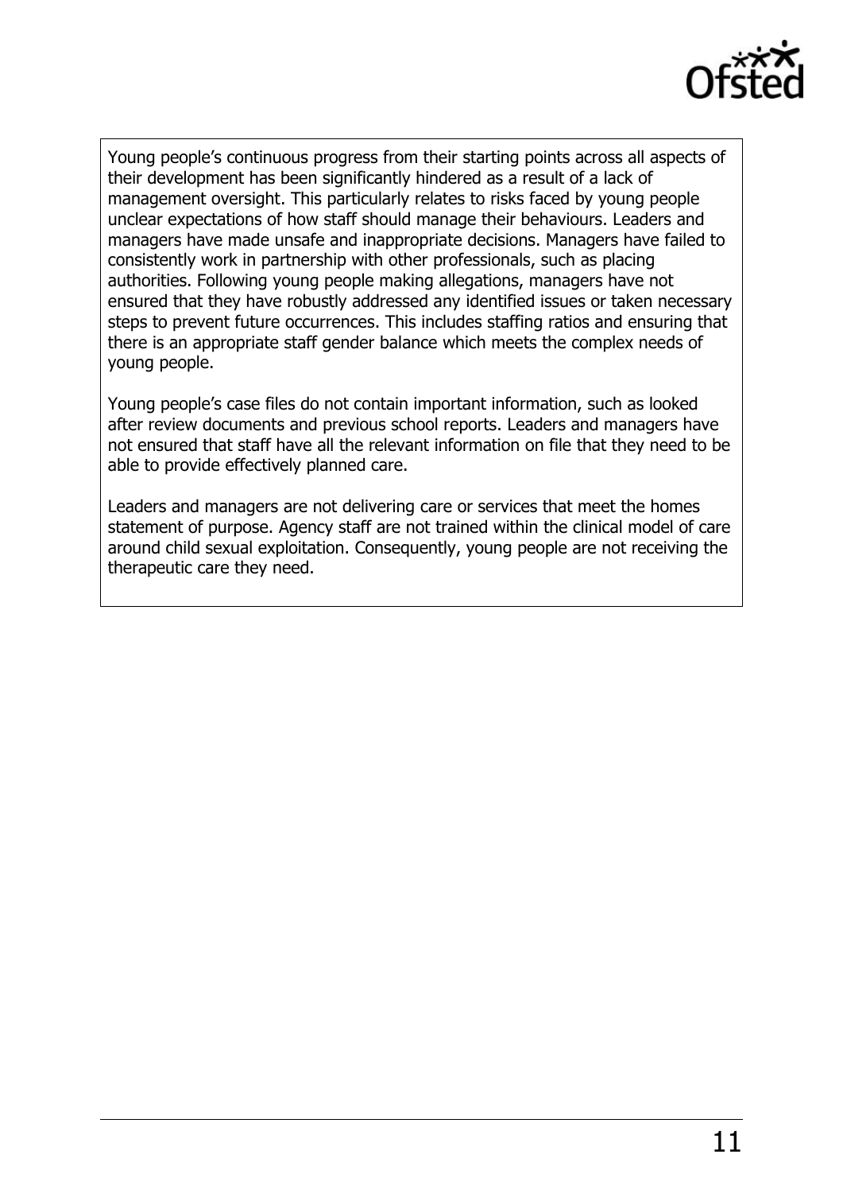Young people's continuous progress from their starting points across all aspects of their development has been significantly hindered as a result of a lack of management oversight. This particularly relates to risks faced by young people unclear expectations of how staff should manage their behaviours. Leaders and managers have made unsafe and inappropriate decisions. Managers have failed to consistently work in partnership with other professionals, such as placing authorities. Following young people making allegations, managers have not ensured that they have robustly addressed any identified issues or taken necessary steps to prevent future occurrences. This includes staffing ratios and ensuring that there is an appropriate staff gender balance which meets the complex needs of young people.

Young people's case files do not contain important information, such as looked after review documents and previous school reports. Leaders and managers have not ensured that staff have all the relevant information on file that they need to be able to provide effectively planned care.

Leaders and managers are not delivering care or services that meet the homes statement of purpose. Agency staff are not trained within the clinical model of care around child sexual exploitation. Consequently, young people are not receiving the therapeutic care they need.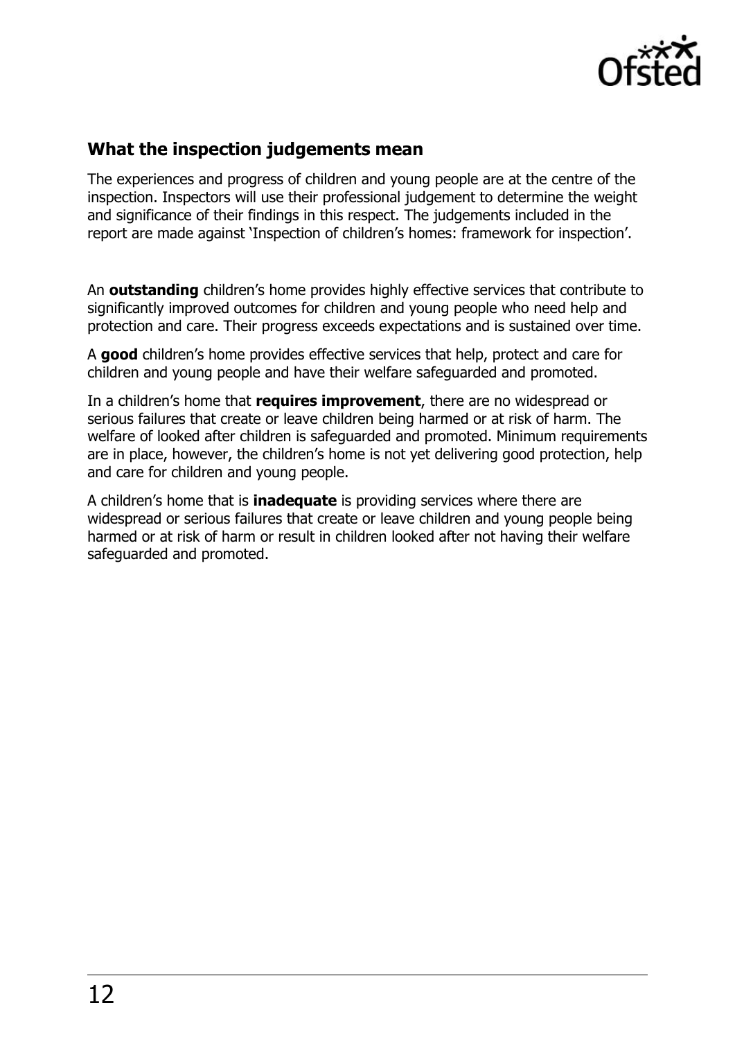## What the inspection judgements mean

The experiences and progress of children and young people are at the centre of the inspection. Inspectors will use their professional judgement to determine the weight and significance of their findings in this respect. The judgements included in the report are made against 'Inspection of children's homes: framework for inspection'.

An **outstanding** children's home provides highly effective services that contribute to significantly improved outcomes for children and young people who need help and protection and care. Their progress exceeds expectations and is sustained over time.

A **good** children's home provides effective services that help, protect and care for children and young people and have their welfare safeguarded and promoted.

In a children's home that **requires improvement**, there are no widespread or serious failures that create or leave children being harmed or at risk of harm. The welfare of looked after children is safeguarded and promoted. Minimum requirements are in place, however, the children's home is not yet delivering good protection, help and care for children and young people.

A children's home that is **inadequate** is providing services where there are widespread or serious failures that create or leave children and young people being harmed or at risk of harm or result in children looked after not having their welfare safeguarded and promoted.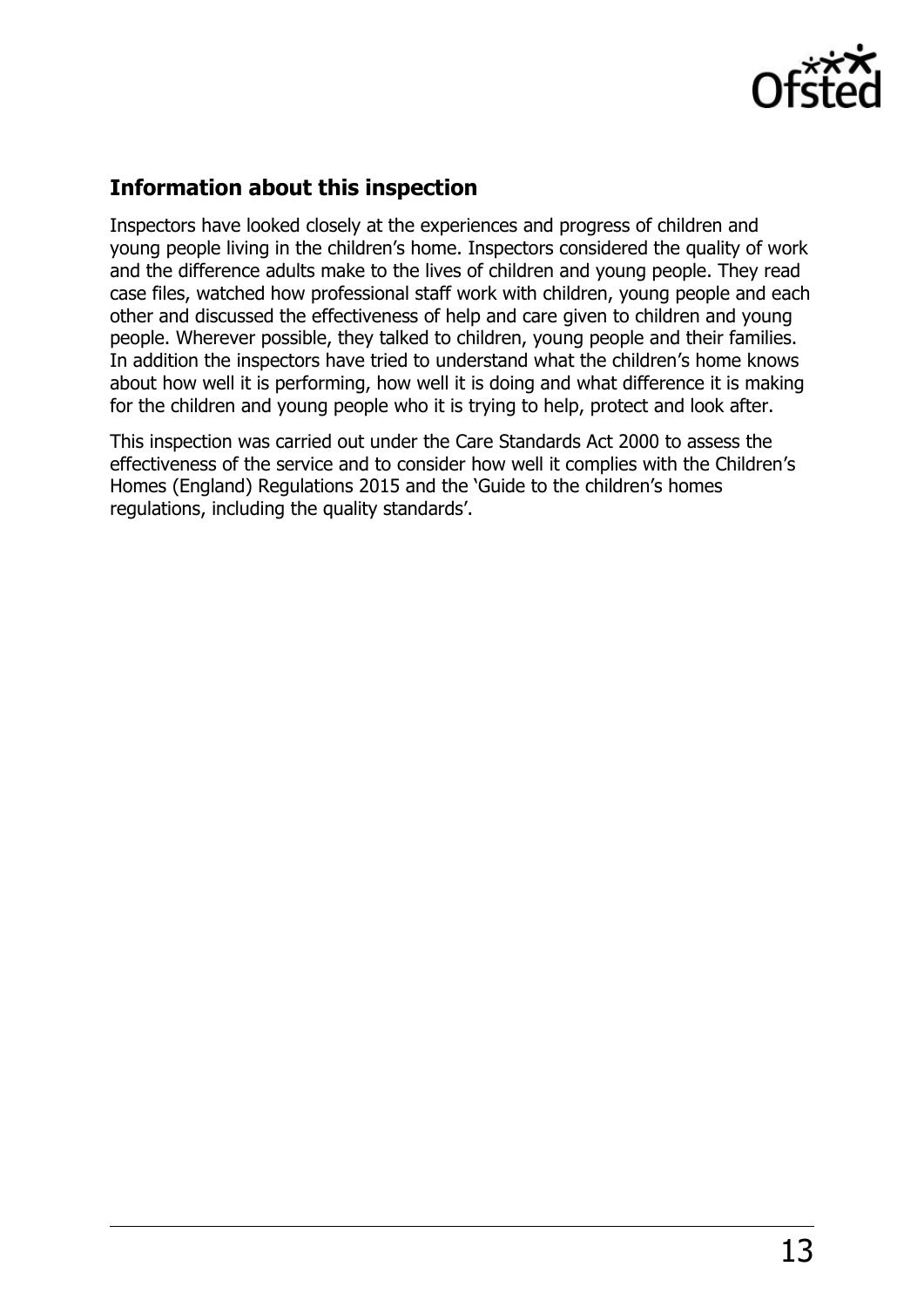## Information about this inspection

Inspectors have looked closely at the experiences and progress of children and young people living in the children's home. Inspectors considered the quality of work and the difference adults make to the lives of children and young people. They read case files, watched how professional staff work with children, young people and each other and discussed the effectiveness of help and care given to children and young people. Wherever possible, they talked to children, young people and their families. In addition the inspectors have tried to understand what the children's home knows about how well it is performing, how well it is doing and what difference it is making for the children and young people who it is trying to help, protect and look after.

This inspection was carried out under the Care Standards Act 2000 to assess the effectiveness of the service and to consider how well it complies with the Children's Homes (England) Regulations 2015 and the 'Guide to the children's homes regulations, including the quality standards'.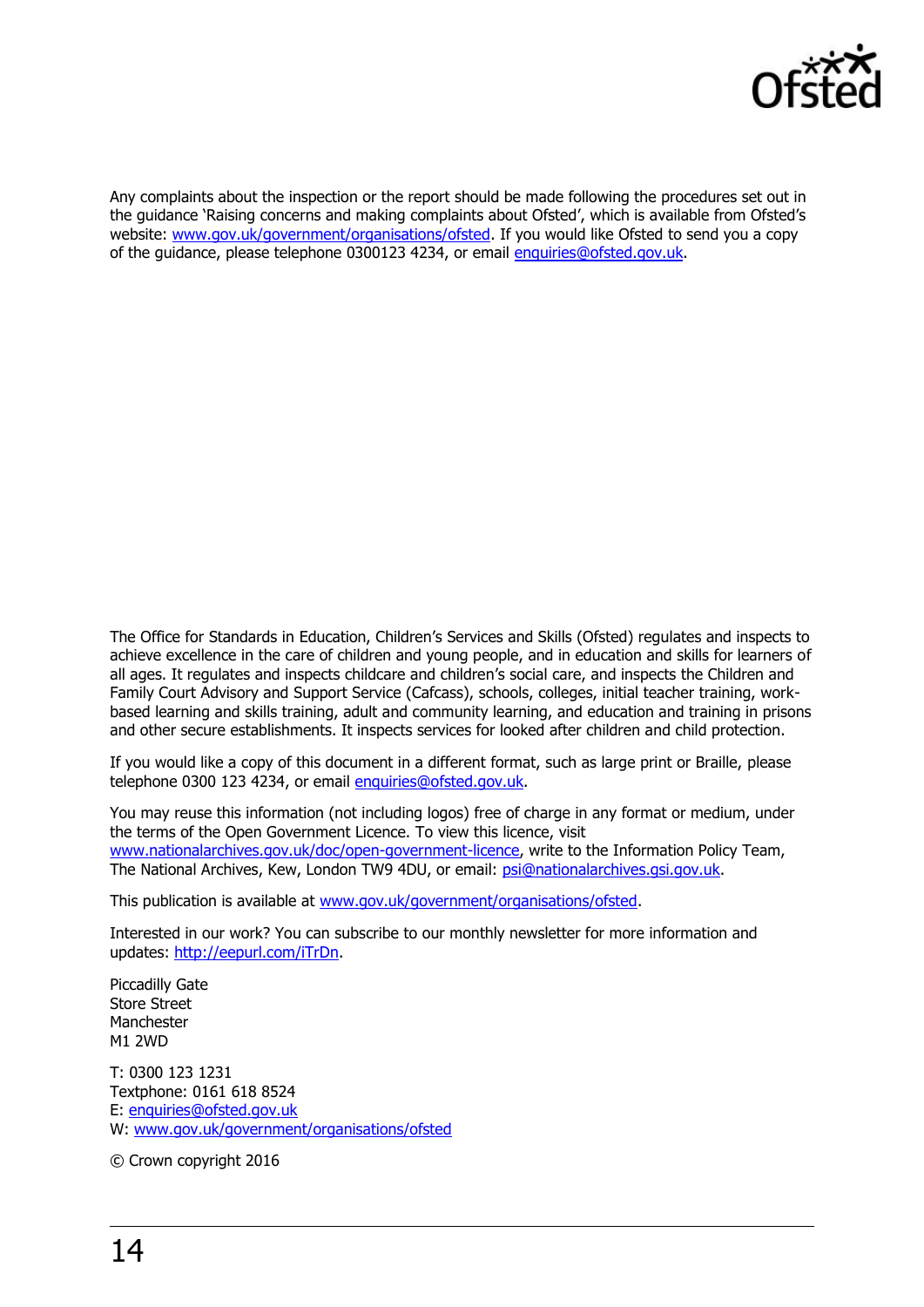Any complaints about the inspection or the report should be made following the procedures set out in the guidance 'Raising concerns and making complaints about Ofsted', which is available from Ofsted's website: www.gov.uk/government/organisations/ofsted. If you would like Ofsted to send you a copy of the guidance, please telephone 0300123 4234, or email enquiries@ofsted.gov.uk.

The Office for Standards in Education, Children's Services and Skills (Ofsted) regulates and inspects to achieve excellence in the care of children and young people, and in education and skills for learners of all ages. It regulates and inspects childcare and children's social care, and inspects the Children and Family Court Advisory and Support Service (Cafcass), schools, colleges, initial teacher training, work-based learning and skills training, adult and community learning, and education and training in prisons and other secure establishments. It inspects services for looked after children and child protection.

If you would like a copy of this document in a different format, such as large print or Braille, please telephone 0300 123 4234, or email enquiries@ofsted.gov.uk.

You may reuse this information (not including logos) free of charge in any format or medium, under the terms of the Open Government Licence. To view this licence, visit www.nationalarchives.gov.uk/doc/open-government-licence, write to the Information Policy Team, The National Archives, Kew, London TW9 4DU, or email: psi@nationalarchives.gsi.gov.uk.

This publication is available at www.gov.uk/government/organisations/ofsted.

Interested in our work? You can subscribe to our monthly newsletter for more information and updates: http://eepurl.com/iTrDn.

Piccadilly Gate
Store Street
Manchester
M1 2WD

T: 0300 123 1231
Textphone: 0161 618 8524
E: enquiries@ofsted.gov.uk
W: www.gov.uk/government/organisations/ofsted

© Crown copyright 2016